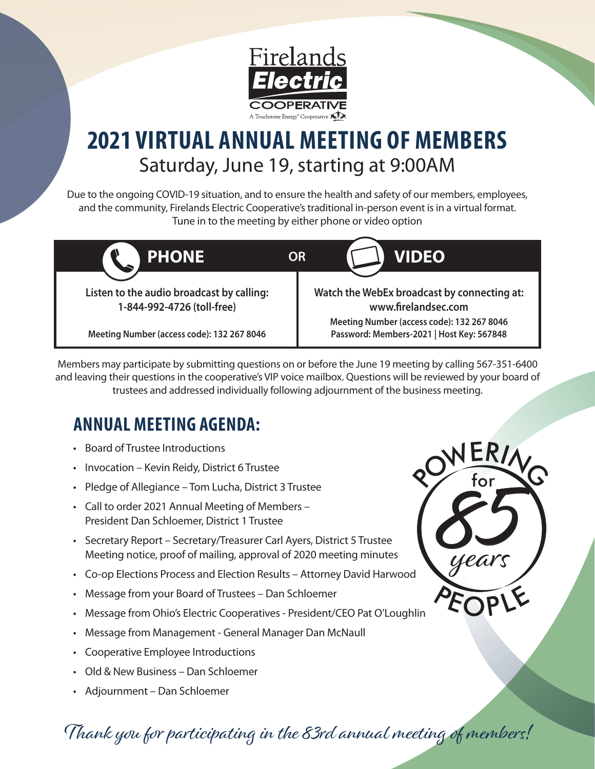Firelands **Electric** COOPERATIVE

A Touchstone Energy® Cooperative

# 2021 VIRTUAL ANNUAL MEETING OF MEMBERS

## Saturday, June 19, starting at 9:00AM

Due to the ongoing COVID-19 situation, and to ensure the health and safety of our members, employees, and the community, Firelands Electric Cooperative's traditional in-person event is in a virtual format. Tune in to the meeting by either phone or video option

| PHONE | OR | VIDEO |
|---|---|---|
| **Listen to the audio broadcast by calling: 1-844-992-4726 (toll-free)** | | **Watch the WebEx broadcast by connecting at: www.firelandsec.com** |
| **Meeting Number (access code): 132 267 8046** | | **Meeting Number (access code): 132 267 8046** <br> **Password: Members-2021 \| Host Key: 567848** |

Members may participate by submitting questions on or before the June 19 meeting by calling 567-351-6400 and leaving their questions in the cooperative's VIP voice mailbox. Questions will be reviewed by your board of trustees and addressed individually following adjournment of the business meeting.

## ANNUAL MEETING AGENDA:

- Board of Trustee Introductions
- Invocation – Kevin Reidy, District 6 Trustee
- Pledge of Allegiance – Tom Lucha, District 3 Trustee
- Call to order 2021 Annual Meeting of Members – President Dan Schloemer, District 1 Trustee
- Secretary Report – Secretary/Treasurer Carl Ayers, District 5 Trustee Meeting notice, proof of mailing, approval of 2020 meeting minutes
- Co-op Elections Process and Election Results – Attorney David Harwood
- Message from your Board of Trustees – Dan Schloemer
- Message from Ohio's Electric Cooperatives - President/CEO Pat O'Loughlin
- Message from Management - General Manager Dan McNaull
- Cooperative Employee Introductions
- Old & New Business – Dan Schloemer
- Adjournment – Dan Schloemer

POWERING PEOPLE for 85 years

*Thank you for participating in the 83rd annual meeting of members!*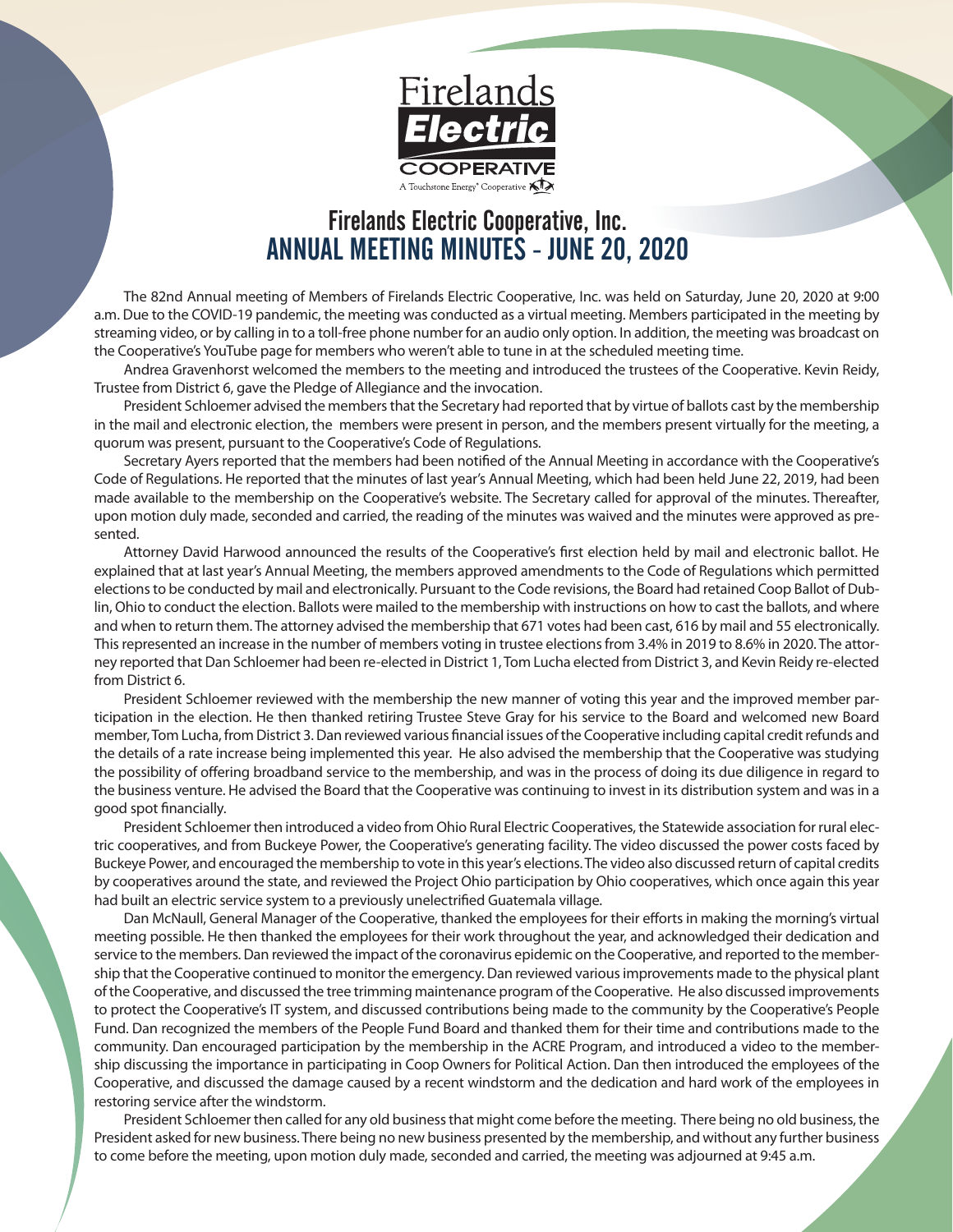Firelands Electric COOPERATIVE

A Touchstone Energy® Cooperative

# Firelands Electric Cooperative, Inc.
# ANNUAL MEETING MINUTES - JUNE 20, 2020

The 82nd Annual meeting of Members of Firelands Electric Cooperative, Inc. was held on Saturday, June 20, 2020 at 9:00 a.m. Due to the COVID-19 pandemic, the meeting was conducted as a virtual meeting. Members participated in the meeting by streaming video, or by calling in to a toll-free phone number for an audio only option. In addition, the meeting was broadcast on the Cooperative's YouTube page for members who weren't able to tune in at the scheduled meeting time.

Andrea Gravenhorst welcomed the members to the meeting and introduced the trustees of the Cooperative. Kevin Reidy, Trustee from District 6, gave the Pledge of Allegiance and the invocation.

President Schloemer advised the members that the Secretary had reported that by virtue of ballots cast by the membership in the mail and electronic election, the members were present in person, and the members present virtually for the meeting, a quorum was present, pursuant to the Cooperative's Code of Regulations.

Secretary Ayers reported that the members had been notified of the Annual Meeting in accordance with the Cooperative's Code of Regulations. He reported that the minutes of last year's Annual Meeting, which had been held June 22, 2019, had been made available to the membership on the Cooperative's website. The Secretary called for approval of the minutes. Thereafter, upon motion duly made, seconded and carried, the reading of the minutes was waived and the minutes were approved as presented.

Attorney David Harwood announced the results of the Cooperative's first election held by mail and electronic ballot. He explained that at last year's Annual Meeting, the members approved amendments to the Code of Regulations which permitted elections to be conducted by mail and electronically. Pursuant to the Code revisions, the Board had retained Coop Ballot of Dublin, Ohio to conduct the election. Ballots were mailed to the membership with instructions on how to cast the ballots, and where and when to return them. The attorney advised the membership that 671 votes had been cast, 616 by mail and 55 electronically. This represented an increase in the number of members voting in trustee elections from 3.4% in 2019 to 8.6% in 2020. The attorney reported that Dan Schloemer had been re-elected in District 1, Tom Lucha elected from District 3, and Kevin Reidy re-elected from District 6.

President Schloemer reviewed with the membership the new manner of voting this year and the improved member participation in the election. He then thanked retiring Trustee Steve Gray for his service to the Board and welcomed new Board member, Tom Lucha, from District 3. Dan reviewed various financial issues of the Cooperative including capital credit refunds and the details of a rate increase being implemented this year. He also advised the membership that the Cooperative was studying the possibility of offering broadband service to the membership, and was in the process of doing its due diligence in regard to the business venture. He advised the Board that the Cooperative was continuing to invest in its distribution system and was in a good spot financially.

President Schloemer then introduced a video from Ohio Rural Electric Cooperatives, the Statewide association for rural electric cooperatives, and from Buckeye Power, the Cooperative's generating facility. The video discussed the power costs faced by Buckeye Power, and encouraged the membership to vote in this year's elections. The video also discussed return of capital credits by cooperatives around the state, and reviewed the Project Ohio participation by Ohio cooperatives, which once again this year had built an electric service system to a previously unelectrified Guatemala village.

Dan McNaull, General Manager of the Cooperative, thanked the employees for their efforts in making the morning's virtual meeting possible. He then thanked the employees for their work throughout the year, and acknowledged their dedication and service to the members. Dan reviewed the impact of the coronavirus epidemic on the Cooperative, and reported to the membership that the Cooperative continued to monitor the emergency. Dan reviewed various improvements made to the physical plant of the Cooperative, and discussed the tree trimming maintenance program of the Cooperative. He also discussed improvements to protect the Cooperative's IT system, and discussed contributions being made to the community by the Cooperative's People Fund. Dan recognized the members of the People Fund Board and thanked them for their time and contributions made to the community. Dan encouraged participation by the membership in the ACRE Program, and introduced a video to the membership discussing the importance in participating in Coop Owners for Political Action. Dan then introduced the employees of the Cooperative, and discussed the damage caused by a recent windstorm and the dedication and hard work of the employees in restoring service after the windstorm.

President Schloemer then called for any old business that might come before the meeting. There being no old business, the President asked for new business. There being no new business presented by the membership, and without any further business to come before the meeting, upon motion duly made, seconded and carried, the meeting was adjourned at 9:45 a.m.